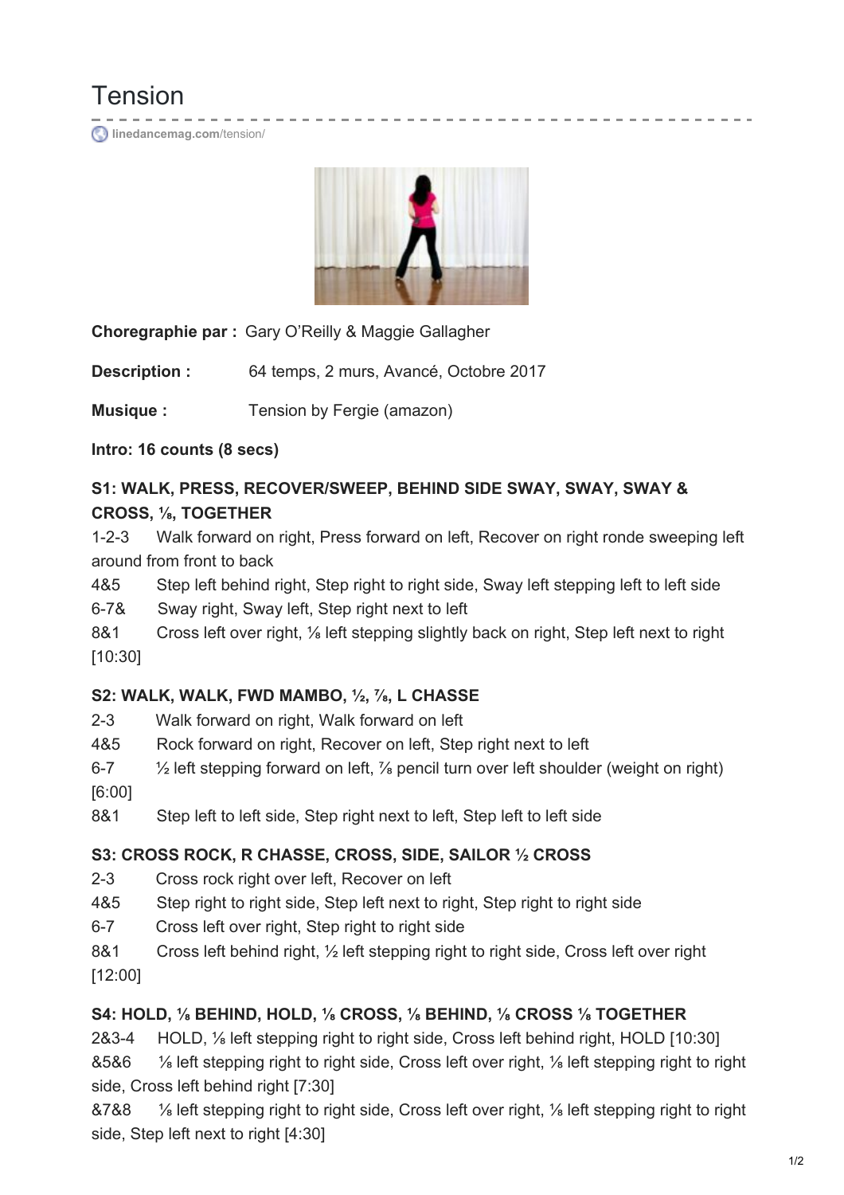# Tension

linedancemag.com/tension/

**Choregraphie par :** Gary O'Reilly & Maggie Gallagher

**Description :** 64 temps, 2 murs, Avancé, Octobre 2017

**Musique :** Tension by Fergie (amazon)

**Intro: 16 counts (8 secs)**

### S1: WALK, PRESS, RECOVER/SWEEP, BEHIND SIDE SWAY, SWAY, SWAY & CROSS, ⅛, TOGETHER

1-2-3 Walk forward on right, Press forward on left, Recover on right ronde sweeping left around from front to back

4&5 Step left behind right, Step right to right side, Sway left stepping left to left side

6-7& Sway right, Sway left, Step right next to left

8&1 Cross left over right, ⅛ left stepping slightly back on right, Step left next to right [10:30]

### S2: WALK, WALK, FWD MAMBO, ½, ⅞, L CHASSE

2-3 Walk forward on right, Walk forward on left

4&5 Rock forward on right, Recover on left, Step right next to left

6-7 ½ left stepping forward on left, ⅞ pencil turn over left shoulder (weight on right) [6:00]

8&1 Step left to left side, Step right next to left, Step left to left side

### S3: CROSS ROCK, R CHASSE, CROSS, SIDE, SAILOR ½ CROSS

2-3 Cross rock right over left, Recover on left

4&5 Step right to right side, Step left next to right, Step right to right side

6-7 Cross left over right, Step right to right side

8&1 Cross left behind right, ½ left stepping right to right side, Cross left over right [12:00]

### S4: HOLD, ⅛ BEHIND, HOLD, ⅛ CROSS, ⅛ BEHIND, ⅛ CROSS ⅛ TOGETHER

2&3-4 HOLD, ⅛ left stepping right to right side, Cross left behind right, HOLD [10:30]

&5&6 ⅛ left stepping right to right side, Cross left over right, ⅛ left stepping right to right side, Cross left behind right [7:30]

&7&8 ⅛ left stepping right to right side, Cross left over right, ⅛ left stepping right to right side, Step left next to right [4:30]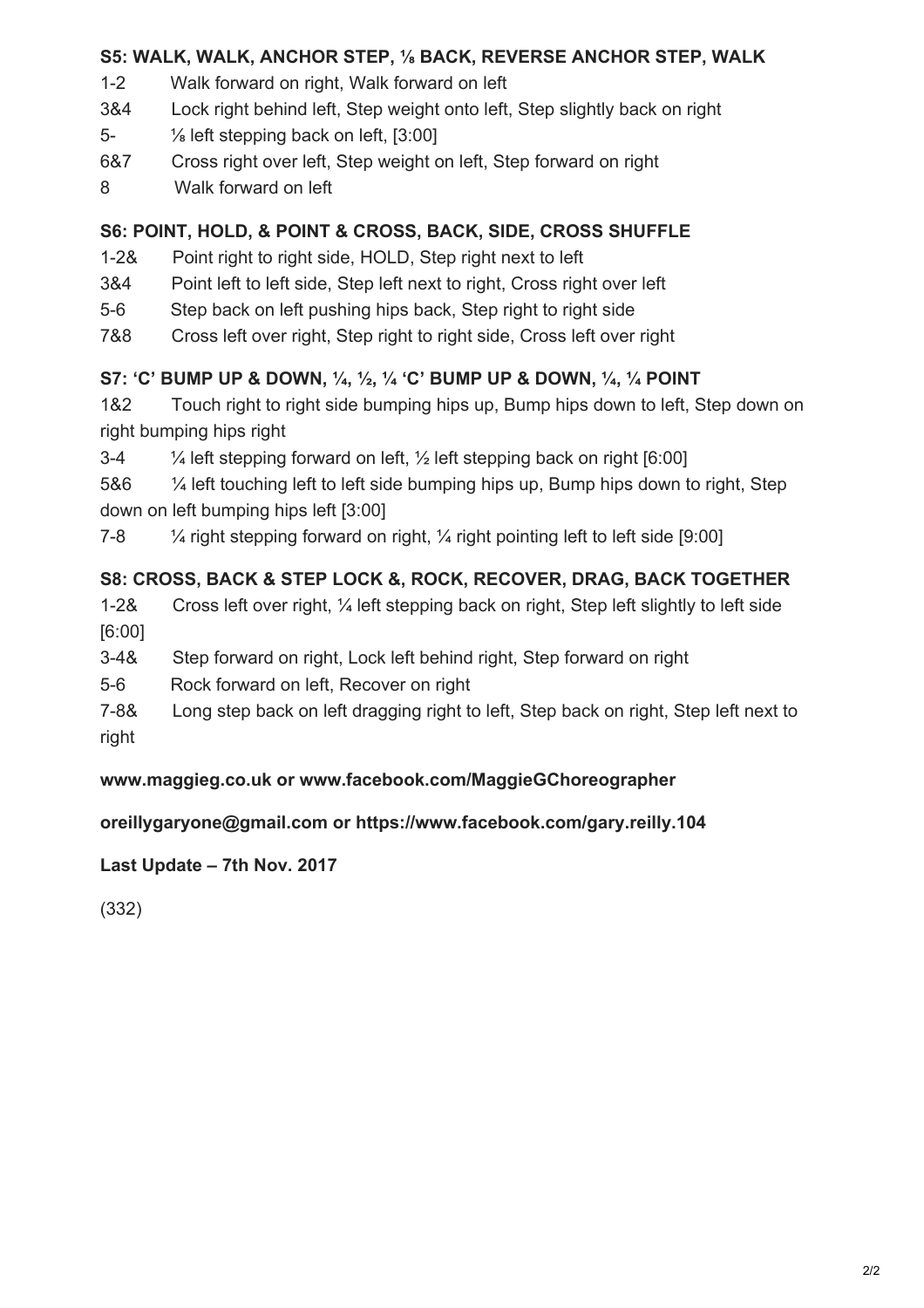**S5: WALK, WALK, ANCHOR STEP, ⅛ BACK, REVERSE ANCHOR STEP, WALK**

1-2 Walk forward on right, Walk forward on left

3&4 Lock right behind left, Step weight onto left, Step slightly back on right

5- ⅛ left stepping back on left, [3:00]

6&7 Cross right over left, Step weight on left, Step forward on right

8 Walk forward on left

**S6: POINT, HOLD, & POINT & CROSS, BACK, SIDE, CROSS SHUFFLE**

1-2& Point right to right side, HOLD, Step right next to left

3&4 Point left to left side, Step left next to right, Cross right over left

5-6 Step back on left pushing hips back, Step right to right side

7&8 Cross left over right, Step right to right side, Cross left over right

**S7: 'C' BUMP UP & DOWN, ¼, ½, ¼ 'C' BUMP UP & DOWN, ¼, ¼ POINT**

1&2 Touch right to right side bumping hips up, Bump hips down to left, Step down on right bumping hips right

3-4 ¼ left stepping forward on left, ½ left stepping back on right [6:00]

5&6 ¼ left touching left to left side bumping hips up, Bump hips down to right, Step down on left bumping hips left [3:00]

7-8 ¼ right stepping forward on right, ¼ right pointing left to left side [9:00]

**S8: CROSS, BACK & STEP LOCK &, ROCK, RECOVER, DRAG, BACK TOGETHER**

1-2& Cross left over right, ¼ left stepping back on right, Step left slightly to left side [6:00]

3-4& Step forward on right, Lock left behind right, Step forward on right

5-6 Rock forward on left, Recover on right

7-8& Long step back on left dragging right to left, Step back on right, Step left next to right

**www.maggieg.co.uk or www.facebook.com/MaggieGChoreographer**

**oreillygaryone@gmail.com or https://www.facebook.com/gary.reilly.104**

**Last Update – 7th Nov. 2017**

(332)